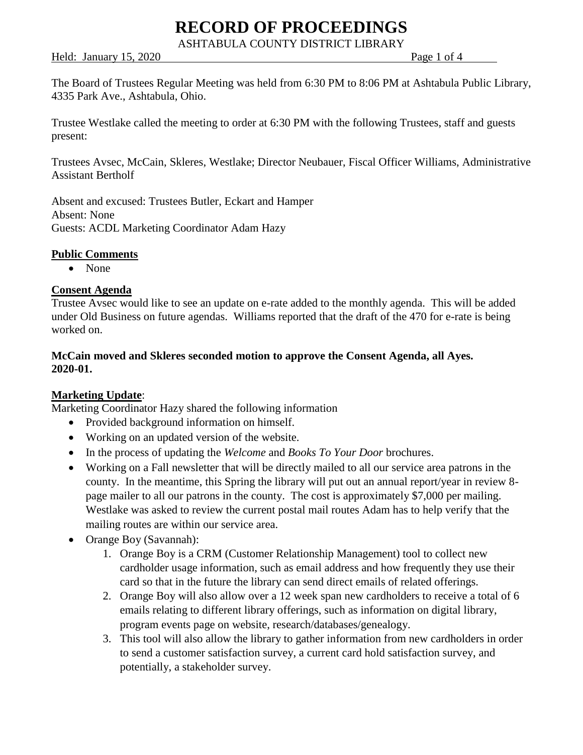# RECORD OF PROCEEDINGS

ASHTABULA COUNTY DISTRICT LIBRARY

Held: January 15, 2020

The Board of Trustees Regular Meeting was held from 6:30 PM to 8:06 PM at Ashtabula Public Library, 4335 Park Ave., Ashtabula, Ohio.

Trustee Westlake called the meeting to order at 6:30 PM with the following Trustees, staff and guests present:

Trustees Avsec, McCain, Skleres, Westlake; Director Neubauer, Fiscal Officer Williams, Administrative Assistant Bertholf

Absent and excused: Trustees Butler, Eckart and Hamper
Absent: None
Guests: ACDL Marketing Coordinator Adam Hazy

**Public Comments**

- None

**Consent Agenda**

Trustee Avsec would like to see an update on e-rate added to the monthly agenda. This will be added under Old Business on future agendas. Williams reported that the draft of the 470 for e-rate is being worked on.

**McCain moved and Skleres seconded motion to approve the Consent Agenda, all Ayes. 2020-01.**

**Marketing Update**:

Marketing Coordinator Hazy shared the following information

- Provided background information on himself.
- Working on an updated version of the website.
- In the process of updating the *Welcome* and *Books To Your Door* brochures.
- Working on a Fall newsletter that will be directly mailed to all our service area patrons in the county. In the meantime, this Spring the library will put out an annual report/year in review 8-page mailer to all our patrons in the county. The cost is approximately $7,000 per mailing. Westlake was asked to review the current postal mail routes Adam has to help verify that the mailing routes are within our service area.
- Orange Boy (Savannah):
    1. Orange Boy is a CRM (Customer Relationship Management) tool to collect new cardholder usage information, such as email address and how frequently they use their card so that in the future the library can send direct emails of related offerings.
    2. Orange Boy will also allow over a 12 week span new cardholders to receive a total of 6 emails relating to different library offerings, such as information on digital library, program events page on website, research/databases/genealogy.
    3. This tool will also allow the library to gather information from new cardholders in order to send a customer satisfaction survey, a current card hold satisfaction survey, and potentially, a stakeholder survey.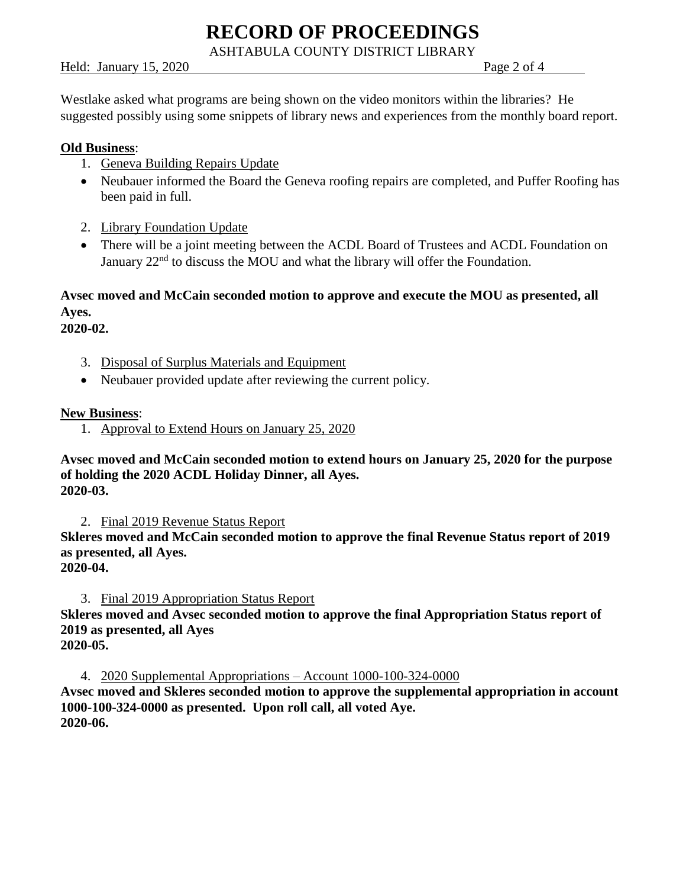Westlake asked what programs are being shown on the video monitors within the libraries? He suggested possibly using some snippets of library news and experiences from the monthly board report.

**Old Business**:

1. Geneva Building Repairs Update

- Neubauer informed the Board the Geneva roofing repairs are completed, and Puffer Roofing has been paid in full.

2. Library Foundation Update

- There will be a joint meeting between the ACDL Board of Trustees and ACDL Foundation on January 22nd to discuss the MOU and what the library will offer the Foundation.

**Avsec moved and McCain seconded motion to approve and execute the MOU as presented, all Ayes.**
**2020-02.**

3. Disposal of Surplus Materials and Equipment

- Neubauer provided update after reviewing the current policy.

**New Business**:

1. Approval to Extend Hours on January 25, 2020

**Avsec moved and McCain seconded motion to extend hours on January 25, 2020 for the purpose of holding the 2020 ACDL Holiday Dinner, all Ayes.**
**2020-03.**

2. Final 2019 Revenue Status Report

**Skleres moved and McCain seconded motion to approve the final Revenue Status report of 2019 as presented, all Ayes.**
**2020-04.**

3. Final 2019 Appropriation Status Report

**Skleres moved and Avsec seconded motion to approve the final Appropriation Status report of 2019 as presented, all Ayes**
**2020-05.**

4. 2020 Supplemental Appropriations – Account 1000-100-324-0000

**Avsec moved and Skleres seconded motion to approve the supplemental appropriation in account 1000-100-324-0000 as presented. Upon roll call, all voted Aye.**
**2020-06.**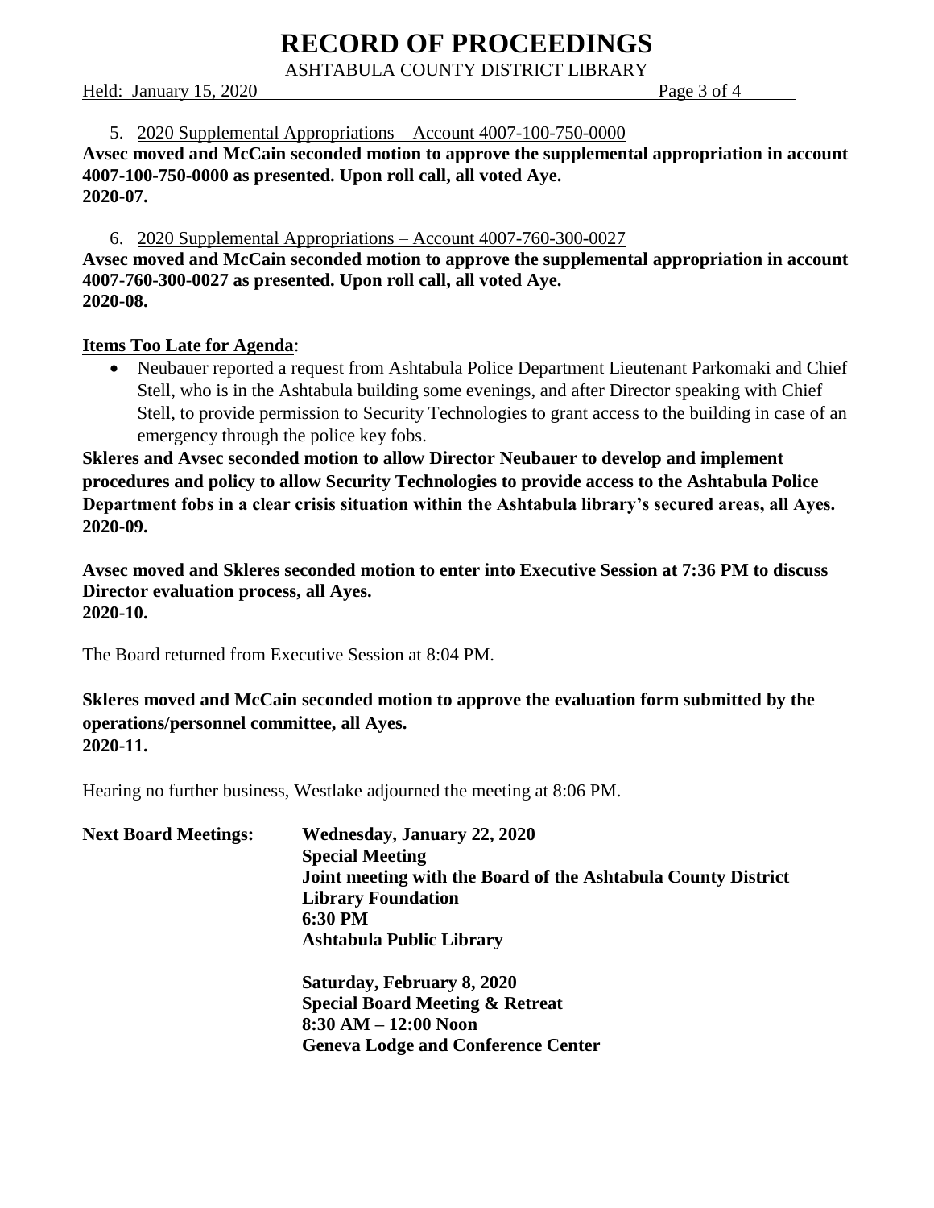5. <u>2020 Supplemental Appropriations – Account 4007-100-750-0000</u>

**Avsec moved and McCain seconded motion to approve the supplemental appropriation in account 4007-100-750-0000 as presented. Upon roll call, all voted Aye.**
**2020-07.**

6. <u>2020 Supplemental Appropriations – Account 4007-760-300-0027</u>

**Avsec moved and McCain seconded motion to approve the supplemental appropriation in account 4007-760-300-0027 as presented. Upon roll call, all voted Aye.**
**2020-08.**

**<u>Items Too Late for Agenda</u>**:

- Neubauer reported a request from Ashtabula Police Department Lieutenant Parkomaki and Chief Stell, who is in the Ashtabula building some evenings, and after Director speaking with Chief Stell, to provide permission to Security Technologies to grant access to the building in case of an emergency through the police key fobs.

**Skleres and Avsec seconded motion to allow Director Neubauer to develop and implement procedures and policy to allow Security Technologies to provide access to the Ashtabula Police Department fobs in a clear crisis situation within the Ashtabula library's secured areas, all Ayes.**
**2020-09.**

**Avsec moved and Skleres seconded motion to enter into Executive Session at 7:36 PM to discuss Director evaluation process, all Ayes.**
**2020-10.**

The Board returned from Executive Session at 8:04 PM.

**Skleres moved and McCain seconded motion to approve the evaluation form submitted by the operations/personnel committee, all Ayes.**
**2020-11.**

Hearing no further business, Westlake adjourned the meeting at 8:06 PM.

**Next Board Meetings:**

**Wednesday, January 22, 2020**
**Special Meeting**
**Joint meeting with the Board of the Ashtabula County District Library Foundation**
**6:30 PM**
**Ashtabula Public Library**

**Saturday, February 8, 2020**
**Special Board Meeting & Retreat**
**8:30 AM – 12:00 Noon**
**Geneva Lodge and Conference Center**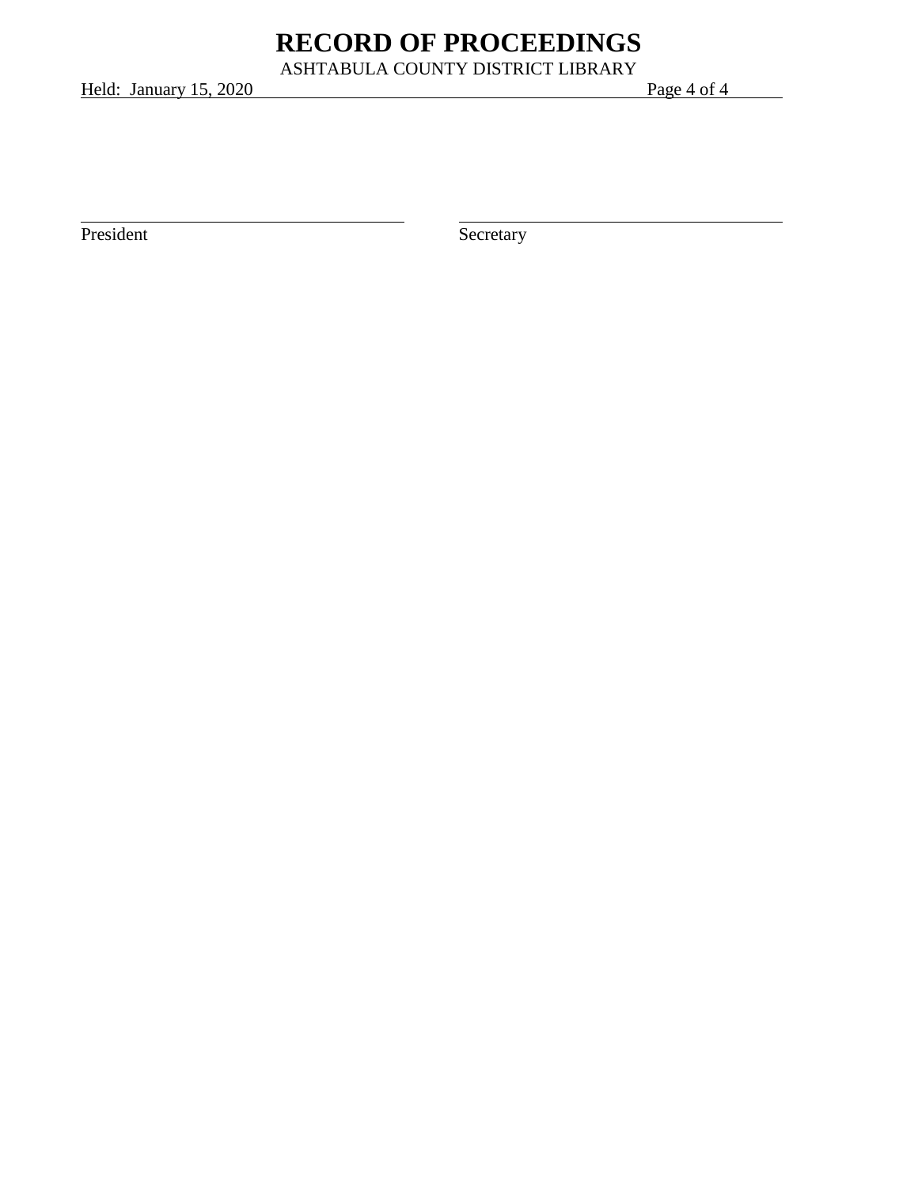\_\_\_\_\_\_\_\_\_\_\_\_\_\_\_\_\_\_\_\_\_\_\_\_\_\_\_\_\_\_\_\_\_\_\_\_\_\_ \_\_\_\_\_\_\_\_\_\_\_\_\_\_\_\_\_\_\_\_\_\_\_\_\_\_\_\_\_\_\_\_\_\_\_\_\_\_

President Secretary